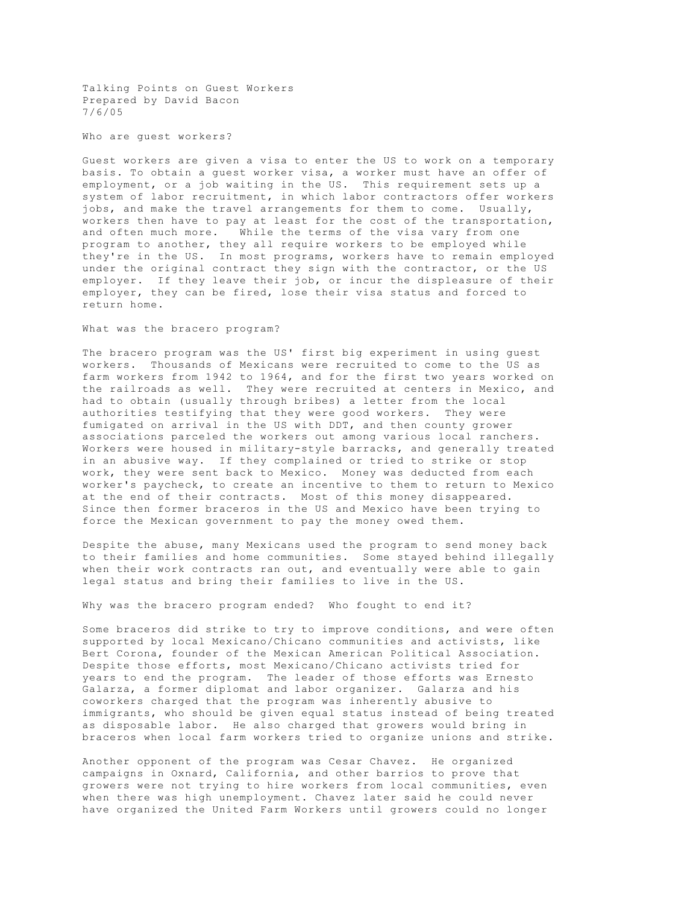Talking Points on Guest Workers
Prepared by David Bacon
7/6/05

## Who are guest workers?

Guest workers are given a visa to enter the US to work on a temporary basis. To obtain a guest worker visa, a worker must have an offer of employment, or a job waiting in the US. This requirement sets up a system of labor recruitment, in which labor contractors offer workers jobs, and make the travel arrangements for them to come. Usually, workers then have to pay at least for the cost of the transportation, and often much more. While the terms of the visa vary from one program to another, they all require workers to be employed while they're in the US. In most programs, workers have to remain employed under the original contract they sign with the contractor, or the US employer. If they leave their job, or incur the displeasure of their employer, they can be fired, lose their visa status and forced to return home.

## What was the bracero program?

The bracero program was the US' first big experiment in using guest workers. Thousands of Mexicans were recruited to come to the US as farm workers from 1942 to 1964, and for the first two years worked on the railroads as well. They were recruited at centers in Mexico, and had to obtain (usually through bribes) a letter from the local authorities testifying that they were good workers. They were fumigated on arrival in the US with DDT, and then county grower associations parceled the workers out among various local ranchers. Workers were housed in military-style barracks, and generally treated in an abusive way. If they complained or tried to strike or stop work, they were sent back to Mexico. Money was deducted from each worker's paycheck, to create an incentive to them to return to Mexico at the end of their contracts. Most of this money disappeared. Since then former braceros in the US and Mexico have been trying to force the Mexican government to pay the money owed them.

Despite the abuse, many Mexicans used the program to send money back to their families and home communities. Some stayed behind illegally when their work contracts ran out, and eventually were able to gain legal status and bring their families to live in the US.

## Why was the bracero program ended? Who fought to end it?

Some braceros did strike to try to improve conditions, and were often supported by local Mexicano/Chicano communities and activists, like Bert Corona, founder of the Mexican American Political Association. Despite those efforts, most Mexicano/Chicano activists tried for years to end the program. The leader of those efforts was Ernesto Galarza, a former diplomat and labor organizer. Galarza and his coworkers charged that the program was inherently abusive to immigrants, who should be given equal status instead of being treated as disposable labor. He also charged that growers would bring in braceros when local farm workers tried to organize unions and strike.

Another opponent of the program was Cesar Chavez. He organized campaigns in Oxnard, California, and other barrios to prove that growers were not trying to hire workers from local communities, even when there was high unemployment. Chavez later said he could never have organized the United Farm Workers until growers could no longer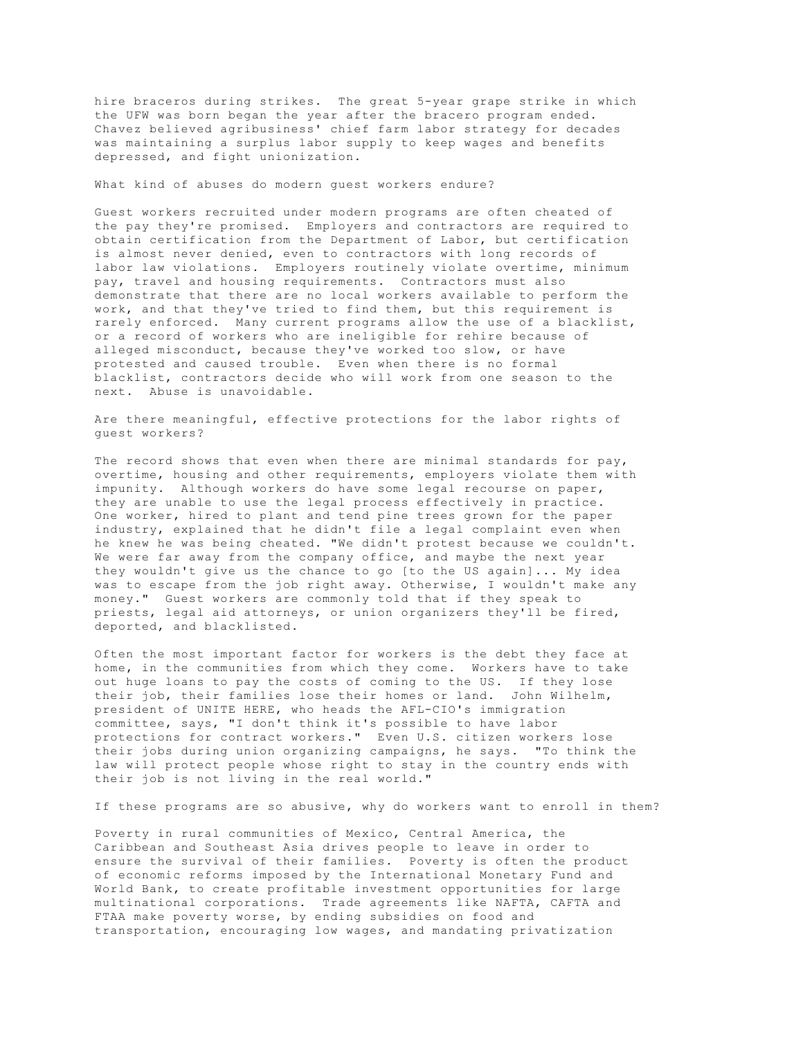hire braceros during strikes. The great 5-year grape strike in which the UFW was born began the year after the bracero program ended. Chavez believed agribusiness' chief farm labor strategy for decades was maintaining a surplus labor supply to keep wages and benefits depressed, and fight unionization.

**What kind of abuses do modern guest workers endure?**

Guest workers recruited under modern programs are often cheated of the pay they're promised. Employers and contractors are required to obtain certification from the Department of Labor, but certification is almost never denied, even to contractors with long records of labor law violations. Employers routinely violate overtime, minimum pay, travel and housing requirements. Contractors must also demonstrate that there are no local workers available to perform the work, and that they've tried to find them, but this requirement is rarely enforced. Many current programs allow the use of a blacklist, or a record of workers who are ineligible for rehire because of alleged misconduct, because they've worked too slow, or have protested and caused trouble. Even when there is no formal blacklist, contractors decide who will work from one season to the next. Abuse is unavoidable.

**Are there meaningful, effective protections for the labor rights of guest workers?**

The record shows that even when there are minimal standards for pay, overtime, housing and other requirements, employers violate them with impunity. Although workers do have some legal recourse on paper, they are unable to use the legal process effectively in practice. One worker, hired to plant and tend pine trees grown for the paper industry, explained that he didn't file a legal complaint even when he knew he was being cheated. "We didn't protest because we couldn't. We were far away from the company office, and maybe the next year they wouldn't give us the chance to go [to the US again]... My idea was to escape from the job right away. Otherwise, I wouldn't make any money." Guest workers are commonly told that if they speak to priests, legal aid attorneys, or union organizers they'll be fired, deported, and blacklisted.

Often the most important factor for workers is the debt they face at home, in the communities from which they come. Workers have to take out huge loans to pay the costs of coming to the US. If they lose their job, their families lose their homes or land. John Wilhelm, president of UNITE HERE, who heads the AFL-CIO's immigration committee, says, "I don't think it's possible to have labor protections for contract workers." Even U.S. citizen workers lose their jobs during union organizing campaigns, he says. "To think the law will protect people whose right to stay in the country ends with their job is not living in the real world."

**If these programs are so abusive, why do workers want to enroll in them?**

Poverty in rural communities of Mexico, Central America, the Caribbean and Southeast Asia drives people to leave in order to ensure the survival of their families. Poverty is often the product of economic reforms imposed by the International Monetary Fund and World Bank, to create profitable investment opportunities for large multinational corporations. Trade agreements like NAFTA, CAFTA and FTAA make poverty worse, by ending subsidies on food and transportation, encouraging low wages, and mandating privatization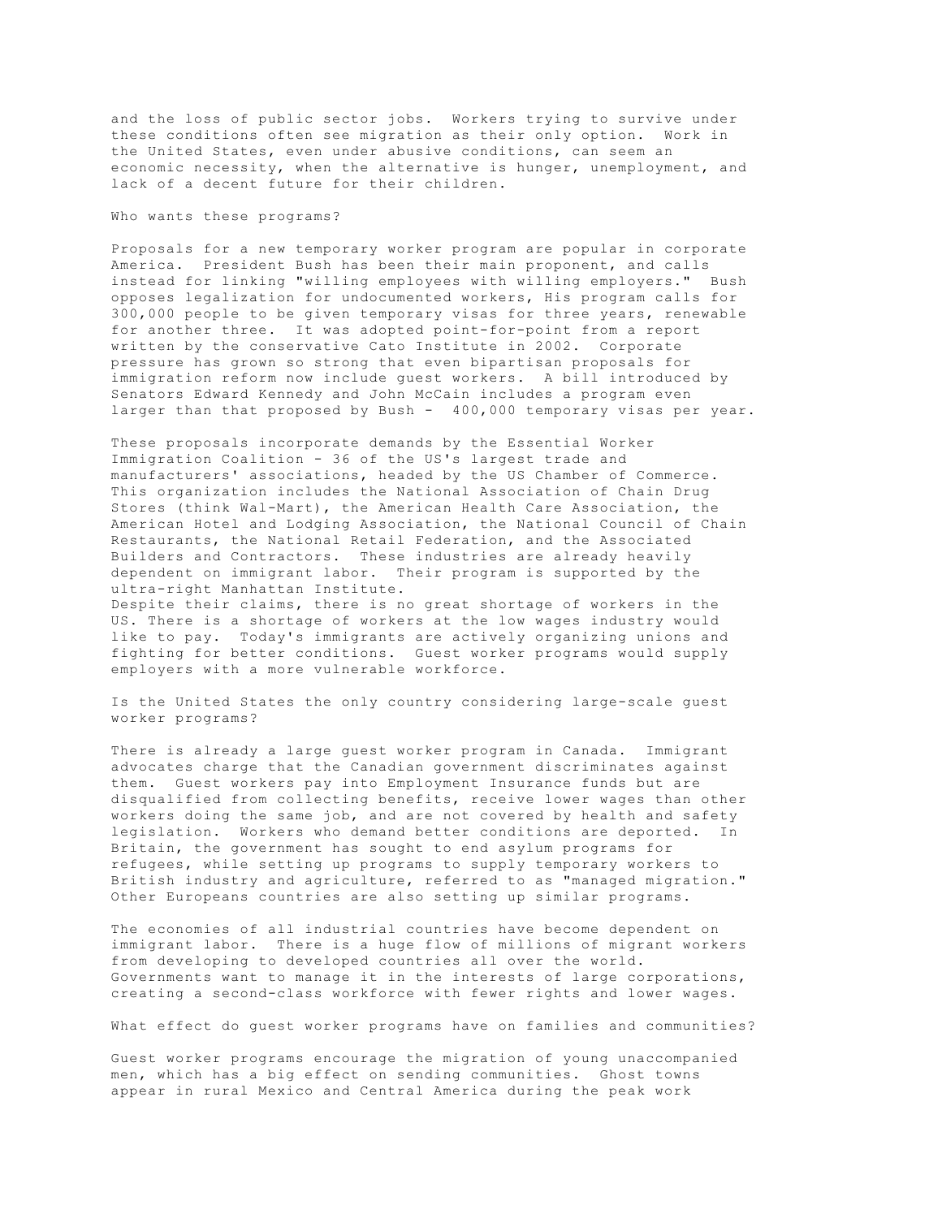and the loss of public sector jobs. Workers trying to survive under these conditions often see migration as their only option. Work in the United States, even under abusive conditions, can seem an economic necessity, when the alternative is hunger, unemployment, and lack of a decent future for their children.

## Who wants these programs?

Proposals for a new temporary worker program are popular in corporate America. President Bush has been their main proponent, and calls instead for linking "willing employees with willing employers." Bush opposes legalization for undocumented workers, His program calls for 300,000 people to be given temporary visas for three years, renewable for another three. It was adopted point-for-point from a report written by the conservative Cato Institute in 2002. Corporate pressure has grown so strong that even bipartisan proposals for immigration reform now include guest workers. A bill introduced by Senators Edward Kennedy and John McCain includes a program even larger than that proposed by Bush - 400,000 temporary visas per year.

These proposals incorporate demands by the Essential Worker Immigration Coalition - 36 of the US's largest trade and manufacturers' associations, headed by the US Chamber of Commerce. This organization includes the National Association of Chain Drug Stores (think Wal-Mart), the American Health Care Association, the American Hotel and Lodging Association, the National Council of Chain Restaurants, the National Retail Federation, and the Associated Builders and Contractors. These industries are already heavily dependent on immigrant labor. Their program is supported by the ultra-right Manhattan Institute.

Despite their claims, there is no great shortage of workers in the US. There is a shortage of workers at the low wages industry would like to pay. Today's immigrants are actively organizing unions and fighting for better conditions. Guest worker programs would supply employers with a more vulnerable workforce.

## Is the United States the only country considering large-scale guest worker programs?

There is already a large guest worker program in Canada. Immigrant advocates charge that the Canadian government discriminates against them. Guest workers pay into Employment Insurance funds but are disqualified from collecting benefits, receive lower wages than other workers doing the same job, and are not covered by health and safety legislation. Workers who demand better conditions are deported. In Britain, the government has sought to end asylum programs for refugees, while setting up programs to supply temporary workers to British industry and agriculture, referred to as "managed migration." Other Europeans countries are also setting up similar programs.

The economies of all industrial countries have become dependent on immigrant labor. There is a huge flow of millions of migrant workers from developing to developed countries all over the world. Governments want to manage it in the interests of large corporations, creating a second-class workforce with fewer rights and lower wages.

## What effect do guest worker programs have on families and communities?

Guest worker programs encourage the migration of young unaccompanied men, which has a big effect on sending communities. Ghost towns appear in rural Mexico and Central America during the peak work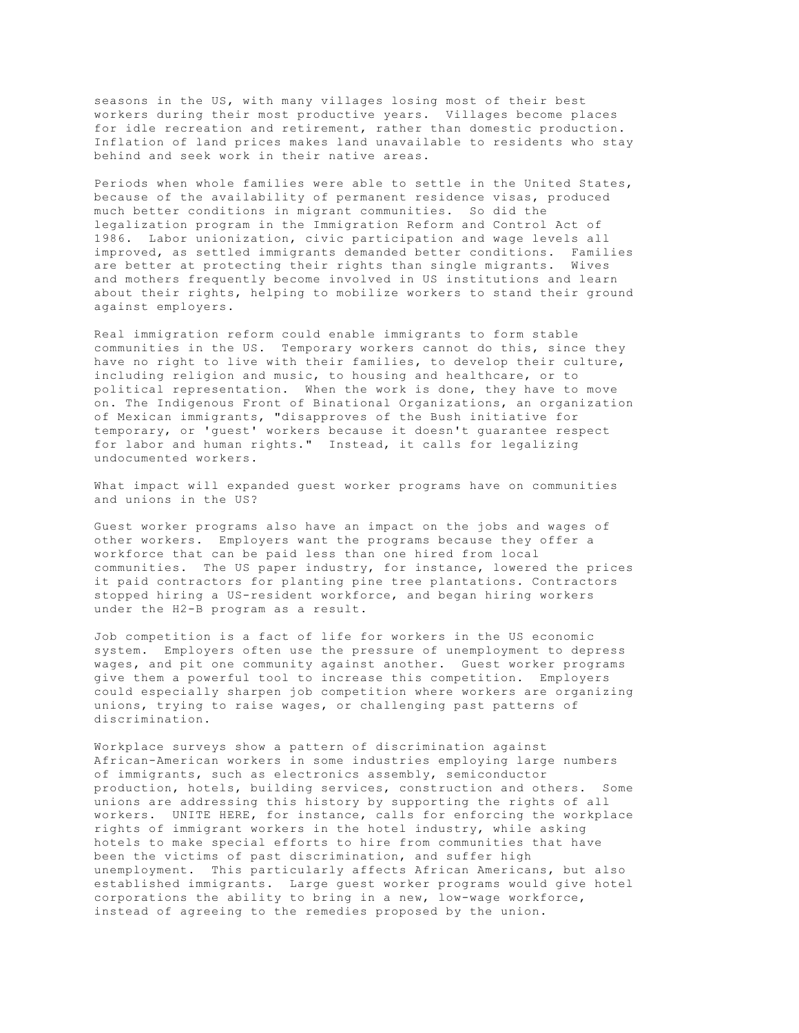seasons in the US, with many villages losing most of their best workers during their most productive years. Villages become places for idle recreation and retirement, rather than domestic production. Inflation of land prices makes land unavailable to residents who stay behind and seek work in their native areas.

Periods when whole families were able to settle in the United States, because of the availability of permanent residence visas, produced much better conditions in migrant communities. So did the legalization program in the Immigration Reform and Control Act of 1986. Labor unionization, civic participation and wage levels all improved, as settled immigrants demanded better conditions. Families are better at protecting their rights than single migrants. Wives and mothers frequently become involved in US institutions and learn about their rights, helping to mobilize workers to stand their ground against employers.

Real immigration reform could enable immigrants to form stable communities in the US. Temporary workers cannot do this, since they have no right to live with their families, to develop their culture, including religion and music, to housing and healthcare, or to political representation. When the work is done, they have to move on. The Indigenous Front of Binational Organizations, an organization of Mexican immigrants, "disapproves of the Bush initiative for temporary, or 'guest' workers because it doesn't guarantee respect for labor and human rights." Instead, it calls for legalizing undocumented workers.

What impact will expanded guest worker programs have on communities and unions in the US?

Guest worker programs also have an impact on the jobs and wages of other workers. Employers want the programs because they offer a workforce that can be paid less than one hired from local communities. The US paper industry, for instance, lowered the prices it paid contractors for planting pine tree plantations. Contractors stopped hiring a US-resident workforce, and began hiring workers under the H2-B program as a result.

Job competition is a fact of life for workers in the US economic system. Employers often use the pressure of unemployment to depress wages, and pit one community against another. Guest worker programs give them a powerful tool to increase this competition. Employers could especially sharpen job competition where workers are organizing unions, trying to raise wages, or challenging past patterns of discrimination.

Workplace surveys show a pattern of discrimination against African-American workers in some industries employing large numbers of immigrants, such as electronics assembly, semiconductor production, hotels, building services, construction and others. Some unions are addressing this history by supporting the rights of all workers. UNITE HERE, for instance, calls for enforcing the workplace rights of immigrant workers in the hotel industry, while asking hotels to make special efforts to hire from communities that have been the victims of past discrimination, and suffer high unemployment. This particularly affects African Americans, but also established immigrants. Large guest worker programs would give hotel corporations the ability to bring in a new, low-wage workforce, instead of agreeing to the remedies proposed by the union.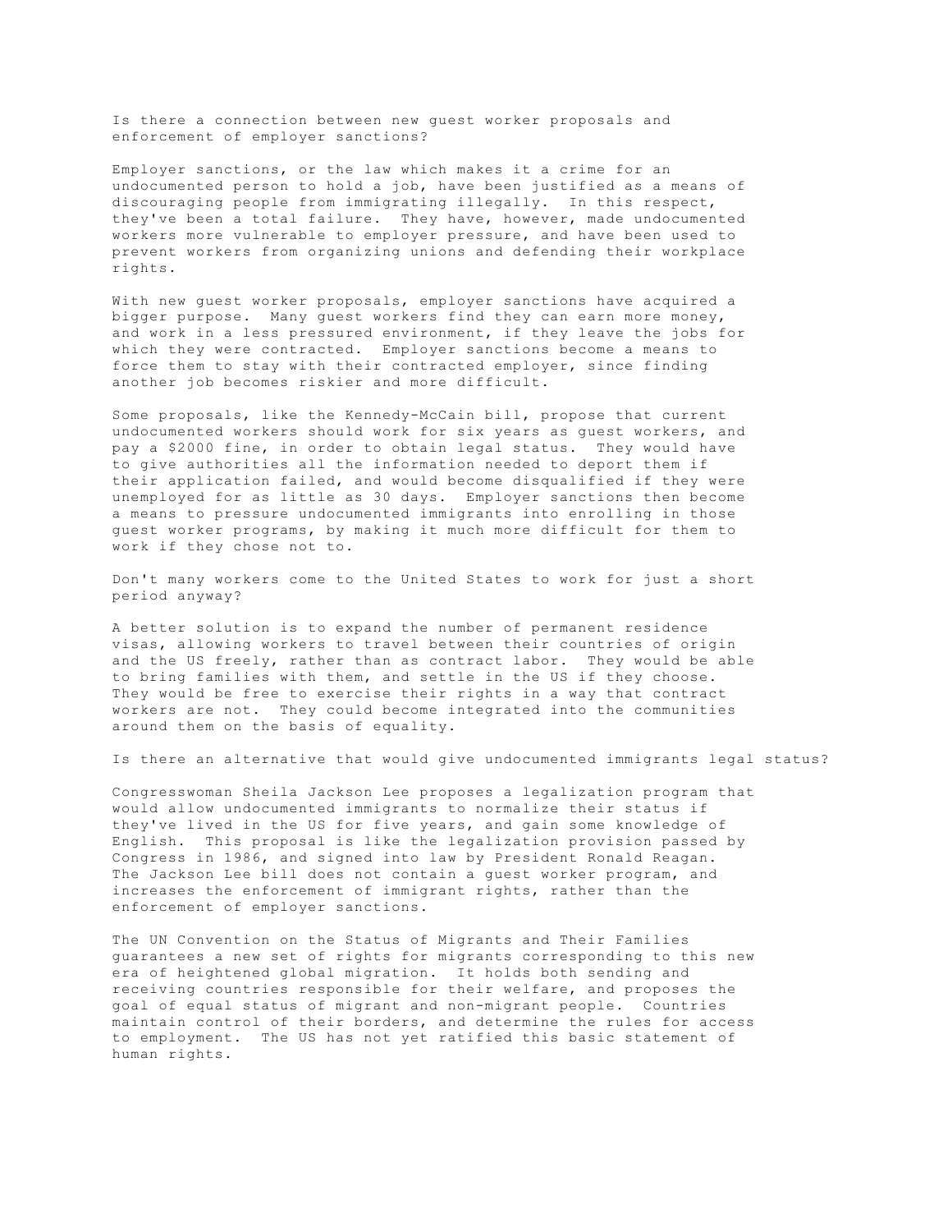Is there a connection between new guest worker proposals and enforcement of employer sanctions?

Employer sanctions, or the law which makes it a crime for an undocumented person to hold a job, have been justified as a means of discouraging people from immigrating illegally. In this respect, they've been a total failure. They have, however, made undocumented workers more vulnerable to employer pressure, and have been used to prevent workers from organizing unions and defending their workplace rights.

With new guest worker proposals, employer sanctions have acquired a bigger purpose. Many guest workers find they can earn more money, and work in a less pressured environment, if they leave the jobs for which they were contracted. Employer sanctions become a means to force them to stay with their contracted employer, since finding another job becomes riskier and more difficult.

Some proposals, like the Kennedy-McCain bill, propose that current undocumented workers should work for six years as guest workers, and pay a $2000 fine, in order to obtain legal status. They would have to give authorities all the information needed to deport them if their application failed, and would become disqualified if they were unemployed for as little as 30 days. Employer sanctions then become a means to pressure undocumented immigrants into enrolling in those guest worker programs, by making it much more difficult for them to work if they chose not to.

Don't many workers come to the United States to work for just a short period anyway?

A better solution is to expand the number of permanent residence visas, allowing workers to travel between their countries of origin and the US freely, rather than as contract labor. They would be able to bring families with them, and settle in the US if they choose. They would be free to exercise their rights in a way that contract workers are not. They could become integrated into the communities around them on the basis of equality.

Is there an alternative that would give undocumented immigrants legal status?

Congresswoman Sheila Jackson Lee proposes a legalization program that would allow undocumented immigrants to normalize their status if they've lived in the US for five years, and gain some knowledge of English. This proposal is like the legalization provision passed by Congress in 1986, and signed into law by President Ronald Reagan. The Jackson Lee bill does not contain a guest worker program, and increases the enforcement of immigrant rights, rather than the enforcement of employer sanctions.

The UN Convention on the Status of Migrants and Their Families guarantees a new set of rights for migrants corresponding to this new era of heightened global migration. It holds both sending and receiving countries responsible for their welfare, and proposes the goal of equal status of migrant and non-migrant people. Countries maintain control of their borders, and determine the rules for access to employment. The US has not yet ratified this basic statement of human rights.